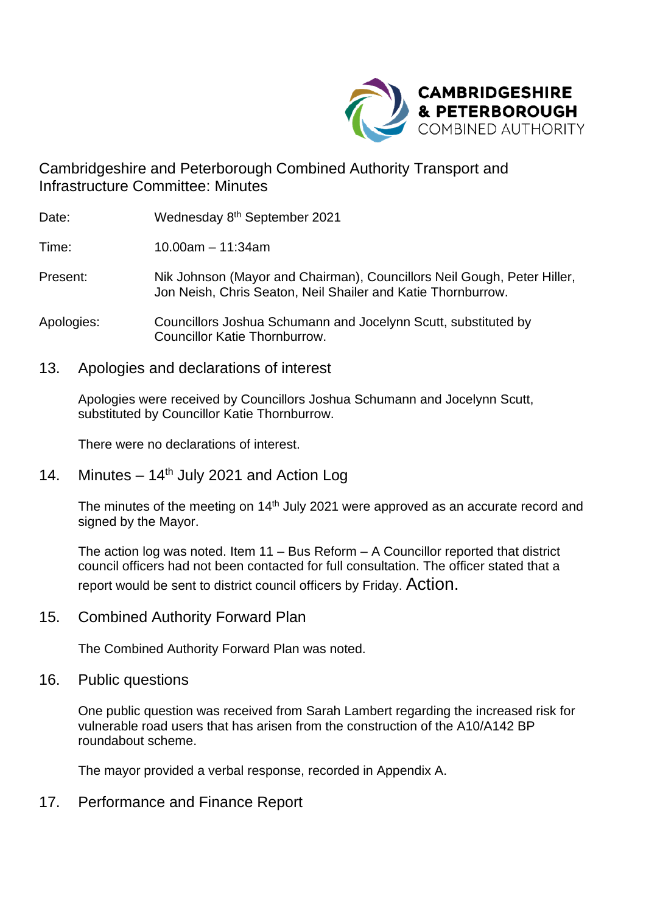**CAMBRIDGESHIRE & PETERBOROUGH** COMBINED AUTHORITY

# Cambridgeshire and Peterborough Combined Authority Transport and Infrastructure Committee: Minutes

Date: Wednesday 8th September 2021

Time: 10.00am – 11:34am

Present: Nik Johnson (Mayor and Chairman), Councillors Neil Gough, Peter Hiller, Jon Neish, Chris Seaton, Neil Shailer and Katie Thornburrow.

Apologies: Councillors Joshua Schumann and Jocelynn Scutt, substituted by Councillor Katie Thornburrow.

## 13. Apologies and declarations of interest

Apologies were received by Councillors Joshua Schumann and Jocelynn Scutt, substituted by Councillor Katie Thornburrow.

There were no declarations of interest.

## 14. Minutes – 14th July 2021 and Action Log

The minutes of the meeting on 14th July 2021 were approved as an accurate record and signed by the Mayor.

The action log was noted. Item 11 – Bus Reform – A Councillor reported that district council officers had not been contacted for full consultation. The officer stated that a report would be sent to district council officers by Friday. Action.

## 15. Combined Authority Forward Plan

The Combined Authority Forward Plan was noted.

## 16. Public questions

One public question was received from Sarah Lambert regarding the increased risk for vulnerable road users that has arisen from the construction of the A10/A142 BP roundabout scheme.

The mayor provided a verbal response, recorded in Appendix A.

## 17. Performance and Finance Report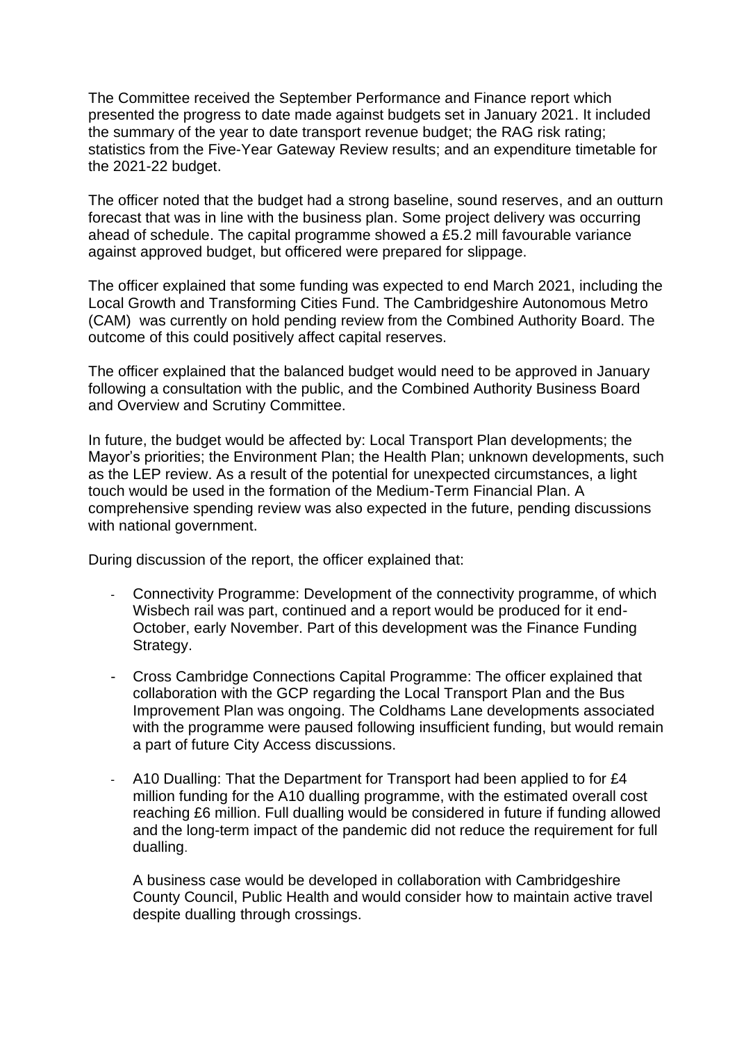The Committee received the September Performance and Finance report which presented the progress to date made against budgets set in January 2021. It included the summary of the year to date transport revenue budget; the RAG risk rating; statistics from the Five-Year Gateway Review results; and an expenditure timetable for the 2021-22 budget.

The officer noted that the budget had a strong baseline, sound reserves, and an outturn forecast that was in line with the business plan. Some project delivery was occurring ahead of schedule. The capital programme showed a £5.2 mill favourable variance against approved budget, but officered were prepared for slippage.

The officer explained that some funding was expected to end March 2021, including the Local Growth and Transforming Cities Fund. The Cambridgeshire Autonomous Metro (CAM) was currently on hold pending review from the Combined Authority Board. The outcome of this could positively affect capital reserves.

The officer explained that the balanced budget would need to be approved in January following a consultation with the public, and the Combined Authority Business Board and Overview and Scrutiny Committee.

In future, the budget would be affected by: Local Transport Plan developments; the Mayor's priorities; the Environment Plan; the Health Plan; unknown developments, such as the LEP review. As a result of the potential for unexpected circumstances, a light touch would be used in the formation of the Medium-Term Financial Plan. A comprehensive spending review was also expected in the future, pending discussions with national government.

During discussion of the report, the officer explained that:

- Connectivity Programme: Development of the connectivity programme, of which Wisbech rail was part, continued and a report would be produced for it end-October, early November. Part of this development was the Finance Funding Strategy.

- Cross Cambridge Connections Capital Programme: The officer explained that collaboration with the GCP regarding the Local Transport Plan and the Bus Improvement Plan was ongoing. The Coldhams Lane developments associated with the programme were paused following insufficient funding, but would remain a part of future City Access discussions.

- A10 Dualling: That the Department for Transport had been applied to for £4 million funding for the A10 dualling programme, with the estimated overall cost reaching £6 million. Full dualling would be considered in future if funding allowed and the long-term impact of the pandemic did not reduce the requirement for full dualling.

  A business case would be developed in collaboration with Cambridgeshire County Council, Public Health and would consider how to maintain active travel despite dualling through crossings.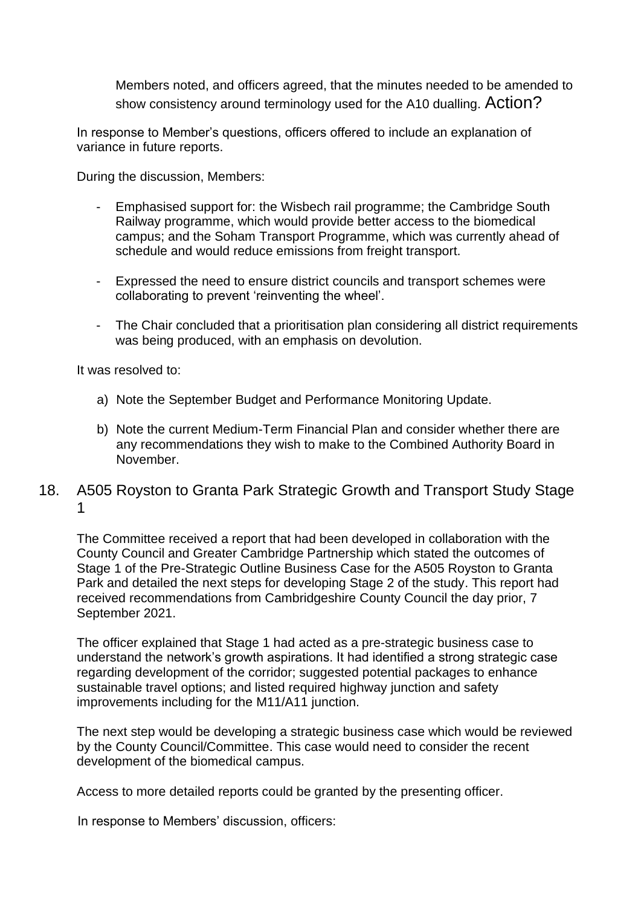Members noted, and officers agreed, that the minutes needed to be amended to show consistency around terminology used for the A10 dualling. Action?

In response to Member's questions, officers offered to include an explanation of variance in future reports.

During the discussion, Members:

- Emphasised support for: the Wisbech rail programme; the Cambridge South Railway programme, which would provide better access to the biomedical campus; and the Soham Transport Programme, which was currently ahead of schedule and would reduce emissions from freight transport.

- Expressed the need to ensure district councils and transport schemes were collaborating to prevent 'reinventing the wheel'.

- The Chair concluded that a prioritisation plan considering all district requirements was being produced, with an emphasis on devolution.

It was resolved to:

a) Note the September Budget and Performance Monitoring Update.

b) Note the current Medium-Term Financial Plan and consider whether there are any recommendations they wish to make to the Combined Authority Board in November.

## 18. A505 Royston to Granta Park Strategic Growth and Transport Study Stage 1

The Committee received a report that had been developed in collaboration with the County Council and Greater Cambridge Partnership which stated the outcomes of Stage 1 of the Pre-Strategic Outline Business Case for the A505 Royston to Granta Park and detailed the next steps for developing Stage 2 of the study. This report had received recommendations from Cambridgeshire County Council the day prior, 7 September 2021.

The officer explained that Stage 1 had acted as a pre-strategic business case to understand the network's growth aspirations. It had identified a strong strategic case regarding development of the corridor; suggested potential packages to enhance sustainable travel options; and listed required highway junction and safety improvements including for the M11/A11 junction.

The next step would be developing a strategic business case which would be reviewed by the County Council/Committee. This case would need to consider the recent development of the biomedical campus.

Access to more detailed reports could be granted by the presenting officer.

In response to Members' discussion, officers: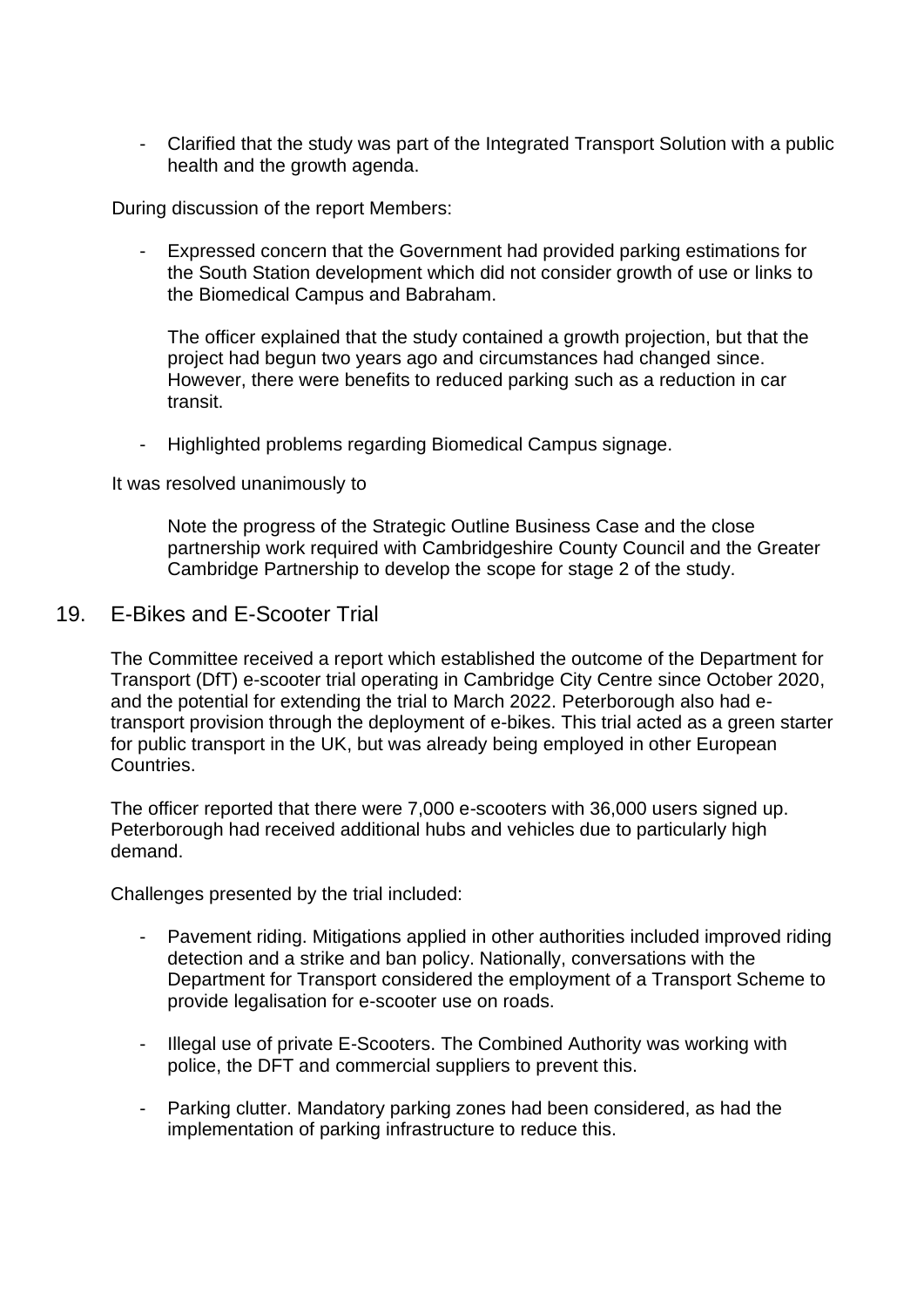- Clarified that the study was part of the Integrated Transport Solution with a public health and the growth agenda.

During discussion of the report Members:

- Expressed concern that the Government had provided parking estimations for the South Station development which did not consider growth of use or links to the Biomedical Campus and Babraham.

  The officer explained that the study contained a growth projection, but that the project had begun two years ago and circumstances had changed since. However, there were benefits to reduced parking such as a reduction in car transit.

- Highlighted problems regarding Biomedical Campus signage.

It was resolved unanimously to

> Note the progress of the Strategic Outline Business Case and the close partnership work required with Cambridgeshire County Council and the Greater Cambridge Partnership to develop the scope for stage 2 of the study.

## 19. E-Bikes and E-Scooter Trial

The Committee received a report which established the outcome of the Department for Transport (DfT) e-scooter trial operating in Cambridge City Centre since October 2020, and the potential for extending the trial to March 2022. Peterborough also had e-transport provision through the deployment of e-bikes. This trial acted as a green starter for public transport in the UK, but was already being employed in other European Countries.

The officer reported that there were 7,000 e-scooters with 36,000 users signed up. Peterborough had received additional hubs and vehicles due to particularly high demand.

Challenges presented by the trial included:

- Pavement riding. Mitigations applied in other authorities included improved riding detection and a strike and ban policy. Nationally, conversations with the Department for Transport considered the employment of a Transport Scheme to provide legalisation for e-scooter use on roads.

- Illegal use of private E-Scooters. The Combined Authority was working with police, the DFT and commercial suppliers to prevent this.

- Parking clutter. Mandatory parking zones had been considered, as had the implementation of parking infrastructure to reduce this.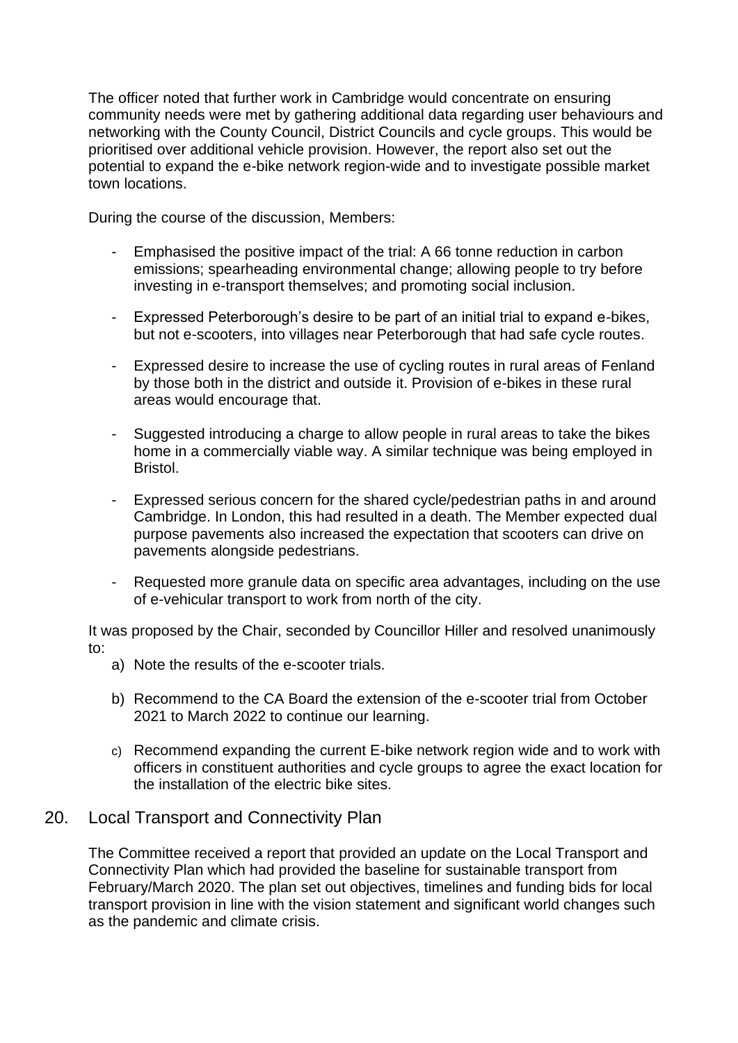The officer noted that further work in Cambridge would concentrate on ensuring community needs were met by gathering additional data regarding user behaviours and networking with the County Council, District Councils and cycle groups. This would be prioritised over additional vehicle provision. However, the report also set out the potential to expand the e-bike network region-wide and to investigate possible market town locations.

During the course of the discussion, Members:

- Emphasised the positive impact of the trial: A 66 tonne reduction in carbon emissions; spearheading environmental change; allowing people to try before investing in e-transport themselves; and promoting social inclusion.

- Expressed Peterborough's desire to be part of an initial trial to expand e-bikes, but not e-scooters, into villages near Peterborough that had safe cycle routes.

- Expressed desire to increase the use of cycling routes in rural areas of Fenland by those both in the district and outside it. Provision of e-bikes in these rural areas would encourage that.

- Suggested introducing a charge to allow people in rural areas to take the bikes home in a commercially viable way. A similar technique was being employed in Bristol.

- Expressed serious concern for the shared cycle/pedestrian paths in and around Cambridge. In London, this had resulted in a death. The Member expected dual purpose pavements also increased the expectation that scooters can drive on pavements alongside pedestrians.

- Requested more granule data on specific area advantages, including on the use of e-vehicular transport to work from north of the city.

It was proposed by the Chair, seconded by Councillor Hiller and resolved unanimously to:

a) Note the results of the e-scooter trials.

b) Recommend to the CA Board the extension of the e-scooter trial from October 2021 to March 2022 to continue our learning.

c) Recommend expanding the current E-bike network region wide and to work with officers in constituent authorities and cycle groups to agree the exact location for the installation of the electric bike sites.

## 20. Local Transport and Connectivity Plan

The Committee received a report that provided an update on the Local Transport and Connectivity Plan which had provided the baseline for sustainable transport from February/March 2020. The plan set out objectives, timelines and funding bids for local transport provision in line with the vision statement and significant world changes such as the pandemic and climate crisis.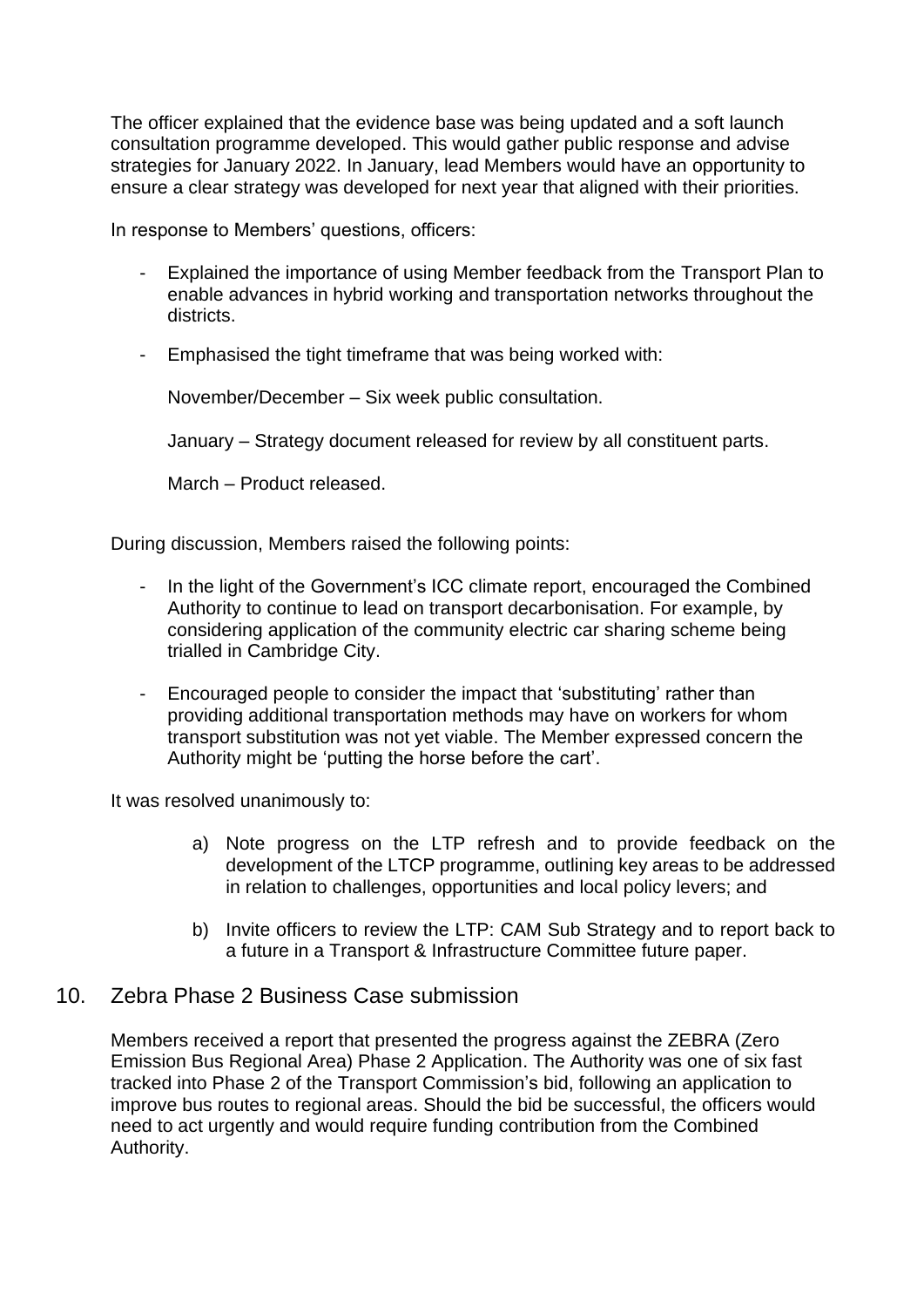The officer explained that the evidence base was being updated and a soft launch consultation programme developed. This would gather public response and advise strategies for January 2022. In January, lead Members would have an opportunity to ensure a clear strategy was developed for next year that aligned with their priorities.

In response to Members' questions, officers:

- Explained the importance of using Member feedback from the Transport Plan to enable advances in hybrid working and transportation networks throughout the districts.
- Emphasised the tight timeframe that was being worked with:

  November/December – Six week public consultation.

  January – Strategy document released for review by all constituent parts.

  March – Product released.

During discussion, Members raised the following points:

- In the light of the Government's ICC climate report, encouraged the Combined Authority to continue to lead on transport decarbonisation. For example, by considering application of the community electric car sharing scheme being trialled in Cambridge City.
- Encouraged people to consider the impact that 'substituting' rather than providing additional transportation methods may have on workers for whom transport substitution was not yet viable. The Member expressed concern the Authority might be 'putting the horse before the cart'.

It was resolved unanimously to:

a) Note progress on the LTP refresh and to provide feedback on the development of the LTCP programme, outlining key areas to be addressed in relation to challenges, opportunities and local policy levers; and

b) Invite officers to review the LTP: CAM Sub Strategy and to report back to a future in a Transport & Infrastructure Committee future paper.

## 10. Zebra Phase 2 Business Case submission

Members received a report that presented the progress against the ZEBRA (Zero Emission Bus Regional Area) Phase 2 Application. The Authority was one of six fast tracked into Phase 2 of the Transport Commission's bid, following an application to improve bus routes to regional areas. Should the bid be successful, the officers would need to act urgently and would require funding contribution from the Combined Authority.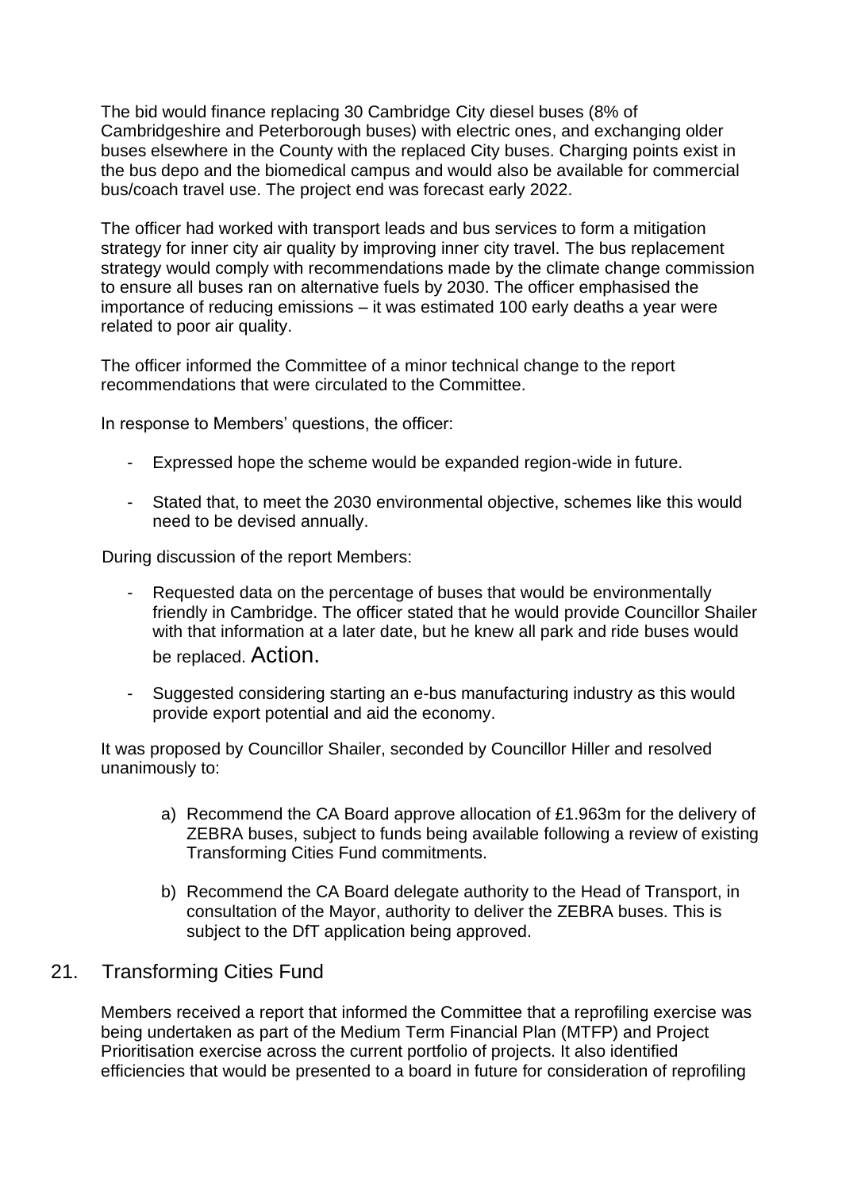The bid would finance replacing 30 Cambridge City diesel buses (8% of Cambridgeshire and Peterborough buses) with electric ones, and exchanging older buses elsewhere in the County with the replaced City buses. Charging points exist in the bus depo and the biomedical campus and would also be available for commercial bus/coach travel use. The project end was forecast early 2022.

The officer had worked with transport leads and bus services to form a mitigation strategy for inner city air quality by improving inner city travel. The bus replacement strategy would comply with recommendations made by the climate change commission to ensure all buses ran on alternative fuels by 2030. The officer emphasised the importance of reducing emissions – it was estimated 100 early deaths a year were related to poor air quality.

The officer informed the Committee of a minor technical change to the report recommendations that were circulated to the Committee.

In response to Members' questions, the officer:

- Expressed hope the scheme would be expanded region-wide in future.
- Stated that, to meet the 2030 environmental objective, schemes like this would need to be devised annually.

During discussion of the report Members:

- Requested data on the percentage of buses that would be environmentally friendly in Cambridge. The officer stated that he would provide Councillor Shailer with that information at a later date, but he knew all park and ride buses would be replaced. Action.
- Suggested considering starting an e-bus manufacturing industry as this would provide export potential and aid the economy.

It was proposed by Councillor Shailer, seconded by Councillor Hiller and resolved unanimously to:

a) Recommend the CA Board approve allocation of £1.963m for the delivery of ZEBRA buses, subject to funds being available following a review of existing Transforming Cities Fund commitments.

b) Recommend the CA Board delegate authority to the Head of Transport, in consultation of the Mayor, authority to deliver the ZEBRA buses. This is subject to the DfT application being approved.

## 21. Transforming Cities Fund

Members received a report that informed the Committee that a reprofiling exercise was being undertaken as part of the Medium Term Financial Plan (MTFP) and Project Prioritisation exercise across the current portfolio of projects. It also identified efficiencies that would be presented to a board in future for consideration of reprofiling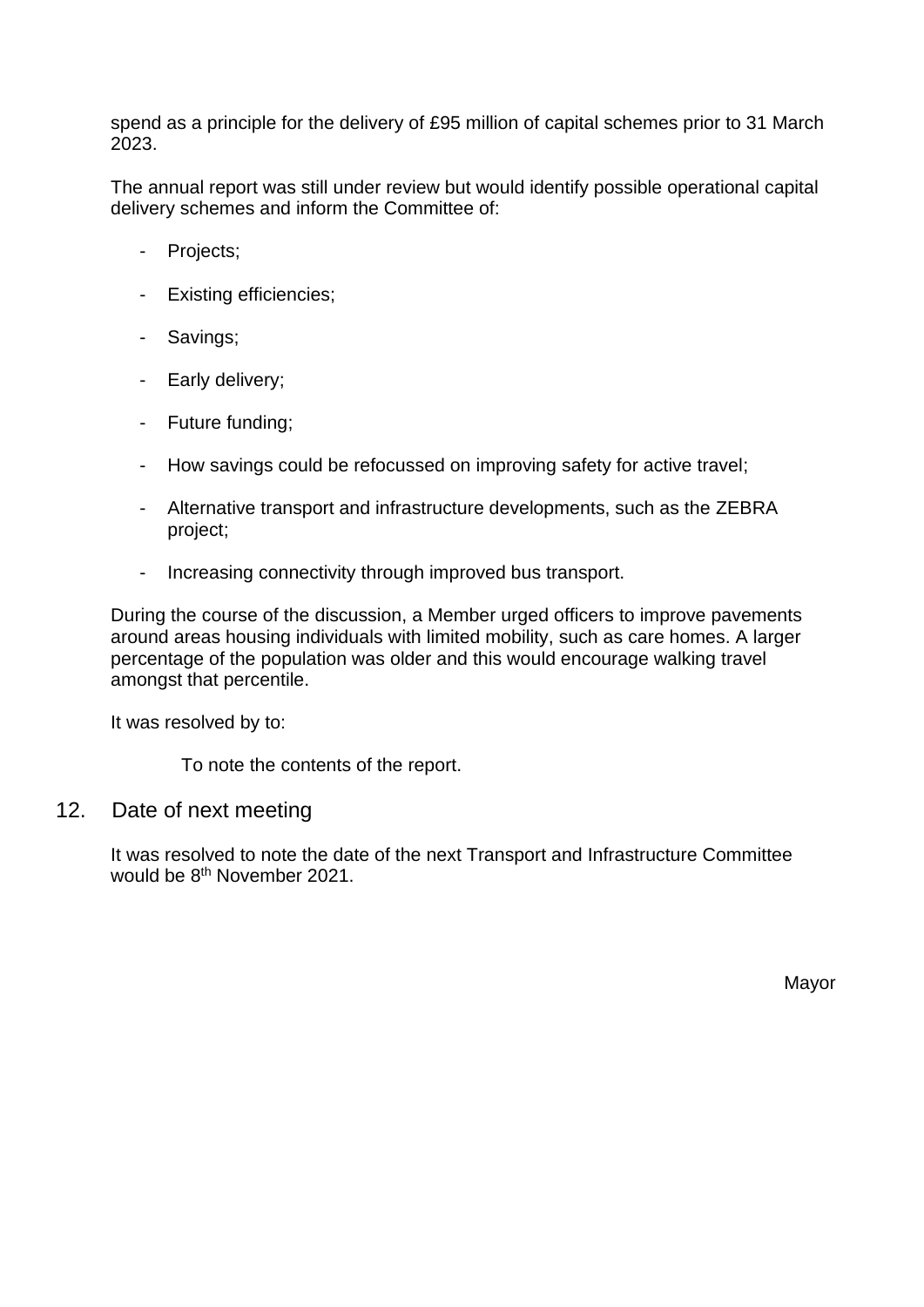spend as a principle for the delivery of £95 million of capital schemes prior to 31 March 2023.

The annual report was still under review but would identify possible operational capital delivery schemes and inform the Committee of:

- Projects;
- Existing efficiencies;
- Savings;
- Early delivery;
- Future funding;
- How savings could be refocussed on improving safety for active travel;
- Alternative transport and infrastructure developments, such as the ZEBRA project;
- Increasing connectivity through improved bus transport.

During the course of the discussion, a Member urged officers to improve pavements around areas housing individuals with limited mobility, such as care homes. A larger percentage of the population was older and this would encourage walking travel amongst that percentile.

It was resolved by to:

To note the contents of the report.

## 12. Date of next meeting

It was resolved to note the date of the next Transport and Infrastructure Committee would be 8th November 2021.

Mayor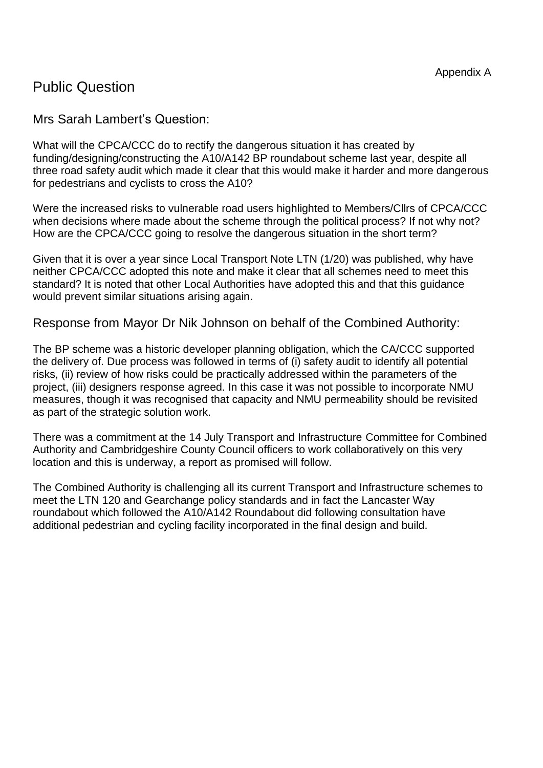Appendix A

# Public Question

## Mrs Sarah Lambert's Question:

What will the CPCA/CCC do to rectify the dangerous situation it has created by funding/designing/constructing the A10/A142 BP roundabout scheme last year, despite all three road safety audit which made it clear that this would make it harder and more dangerous for pedestrians and cyclists to cross the A10?

Were the increased risks to vulnerable road users highlighted to Members/Cllrs of CPCA/CCC when decisions where made about the scheme through the political process? If not why not? How are the CPCA/CCC going to resolve the dangerous situation in the short term?

Given that it is over a year since Local Transport Note LTN (1/20) was published, why have neither CPCA/CCC adopted this note and make it clear that all schemes need to meet this standard? It is noted that other Local Authorities have adopted this and that this guidance would prevent similar situations arising again.

## Response from Mayor Dr Nik Johnson on behalf of the Combined Authority:

The BP scheme was a historic developer planning obligation, which the CA/CCC supported the delivery of. Due process was followed in terms of (i) safety audit to identify all potential risks, (ii) review of how risks could be practically addressed within the parameters of the project, (iii) designers response agreed. In this case it was not possible to incorporate NMU measures, though it was recognised that capacity and NMU permeability should be revisited as part of the strategic solution work.

There was a commitment at the 14 July Transport and Infrastructure Committee for Combined Authority and Cambridgeshire County Council officers to work collaboratively on this very location and this is underway, a report as promised will follow.

The Combined Authority is challenging all its current Transport and Infrastructure schemes to meet the LTN 120 and Gearchange policy standards and in fact the Lancaster Way roundabout which followed the A10/A142 Roundabout did following consultation have additional pedestrian and cycling facility incorporated in the final design and build.